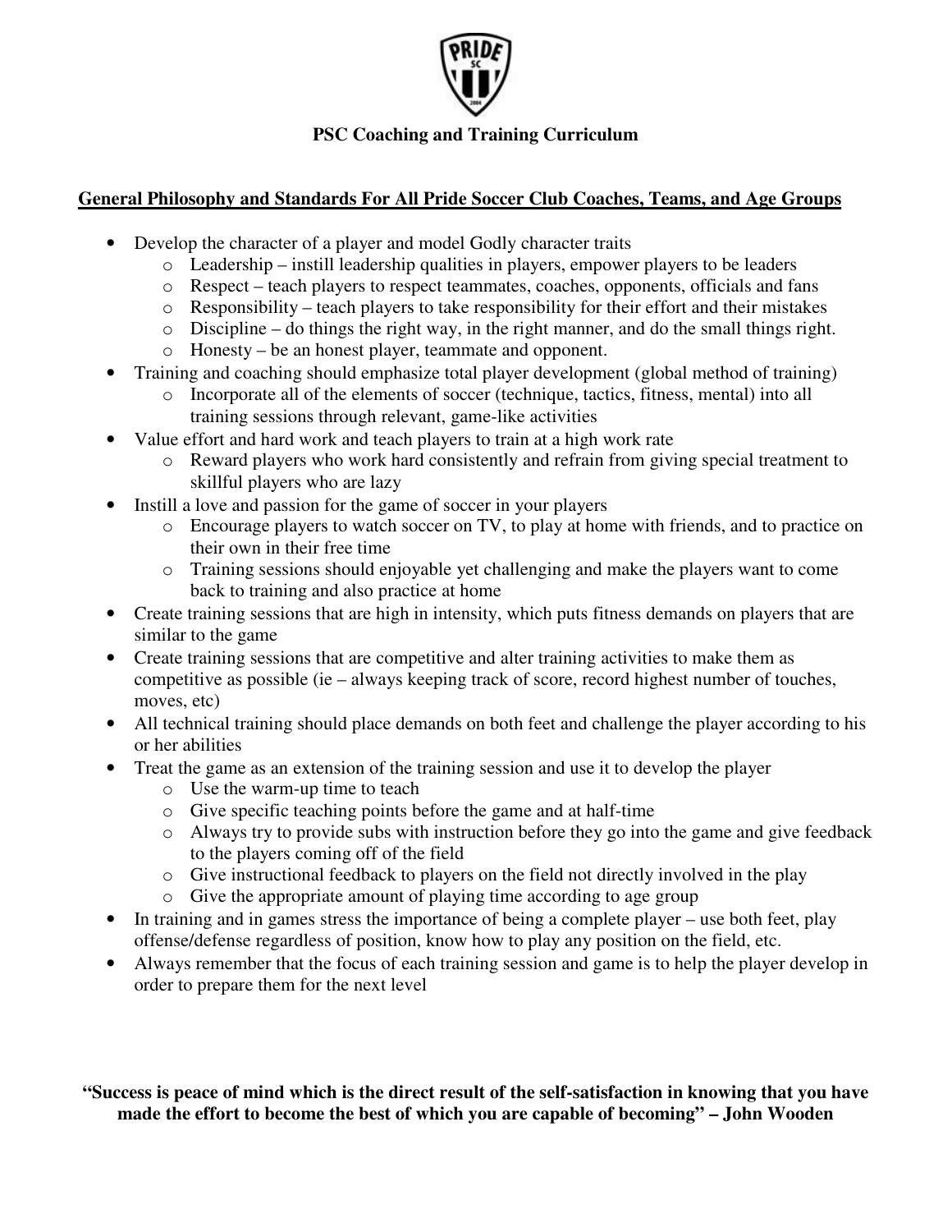# PSC Coaching and Training Curriculum

## General Philosophy and Standards For All Pride Soccer Club Coaches, Teams, and Age Groups

- Develop the character of a player and model Godly character traits
  - Leadership – instill leadership qualities in players, empower players to be leaders
  - Respect – teach players to respect teammates, coaches, opponents, officials and fans
  - Responsibility – teach players to take responsibility for their effort and their mistakes
  - Discipline – do things the right way, in the right manner, and do the small things right.
  - Honesty – be an honest player, teammate and opponent.
- Training and coaching should emphasize total player development (global method of training)
  - Incorporate all of the elements of soccer (technique, tactics, fitness, mental) into all training sessions through relevant, game-like activities
- Value effort and hard work and teach players to train at a high work rate
  - Reward players who work hard consistently and refrain from giving special treatment to skillful players who are lazy
- Instill a love and passion for the game of soccer in your players
  - Encourage players to watch soccer on TV, to play at home with friends, and to practice on their own in their free time
  - Training sessions should enjoyable yet challenging and make the players want to come back to training and also practice at home
- Create training sessions that are high in intensity, which puts fitness demands on players that are similar to the game
- Create training sessions that are competitive and alter training activities to make them as competitive as possible (ie – always keeping track of score, record highest number of touches, moves, etc)
- All technical training should place demands on both feet and challenge the player according to his or her abilities
- Treat the game as an extension of the training session and use it to develop the player
  - Use the warm-up time to teach
  - Give specific teaching points before the game and at half-time
  - Always try to provide subs with instruction before they go into the game and give feedback to the players coming off of the field
  - Give instructional feedback to players on the field not directly involved in the play
  - Give the appropriate amount of playing time according to age group
- In training and in games stress the importance of being a complete player – use both feet, play offense/defense regardless of position, know how to play any position on the field, etc.
- Always remember that the focus of each training session and game is to help the player develop in order to prepare them for the next level

**"Success is peace of mind which is the direct result of the self-satisfaction in knowing that you have made the effort to become the best of which you are capable of becoming" – John Wooden**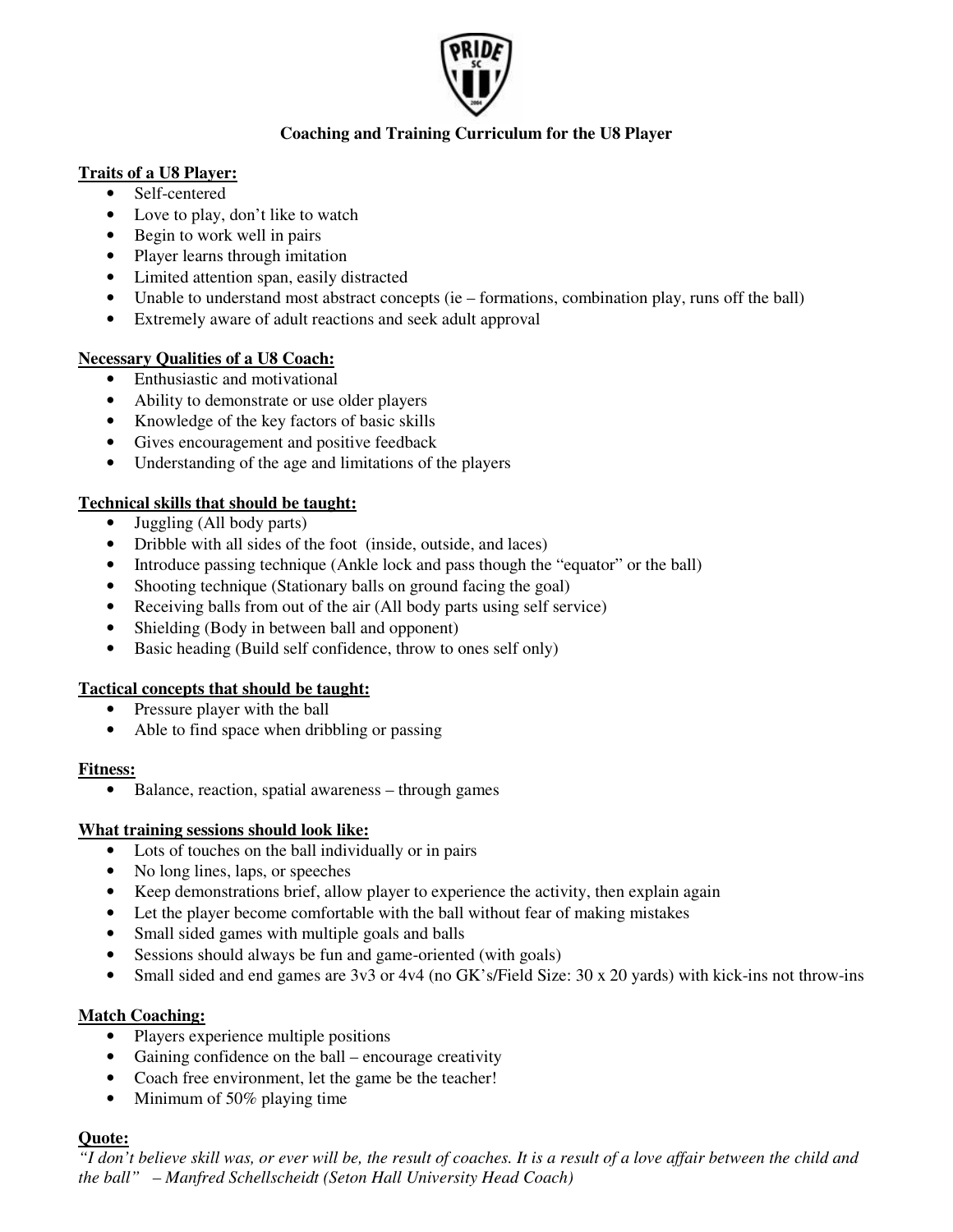# Coaching and Training Curriculum for the U8 Player

**Traits of a U8 Player:**

- Self-centered
- Love to play, don't like to watch
- Begin to work well in pairs
- Player learns through imitation
- Limited attention span, easily distracted
- Unable to understand most abstract concepts (ie – formations, combination play, runs off the ball)
- Extremely aware of adult reactions and seek adult approval

**Necessary Qualities of a U8 Coach:**

- Enthusiastic and motivational
- Ability to demonstrate or use older players
- Knowledge of the key factors of basic skills
- Gives encouragement and positive feedback
- Understanding of the age and limitations of the players

**Technical skills that should be taught:**

- Juggling (All body parts)
- Dribble with all sides of the foot (inside, outside, and laces)
- Introduce passing technique (Ankle lock and pass though the "equator" or the ball)
- Shooting technique (Stationary balls on ground facing the goal)
- Receiving balls from out of the air (All body parts using self service)
- Shielding (Body in between ball and opponent)
- Basic heading (Build self confidence, throw to ones self only)

**Tactical concepts that should be taught:**

- Pressure player with the ball
- Able to find space when dribbling or passing

**Fitness:**

- Balance, reaction, spatial awareness – through games

**What training sessions should look like:**

- Lots of touches on the ball individually or in pairs
- No long lines, laps, or speeches
- Keep demonstrations brief, allow player to experience the activity, then explain again
- Let the player become comfortable with the ball without fear of making mistakes
- Small sided games with multiple goals and balls
- Sessions should always be fun and game-oriented (with goals)
- Small sided and end games are 3v3 or 4v4 (no GK's/Field Size: 30 x 20 yards) with kick-ins not throw-ins

**Match Coaching:**

- Players experience multiple positions
- Gaining confidence on the ball – encourage creativity
- Coach free environment, let the game be the teacher!
- Minimum of 50% playing time

**Quote:**

*"I don't believe skill was, or ever will be, the result of coaches. It is a result of a love affair between the child and the ball" – Manfred Schellscheidt (Seton Hall University Head Coach)*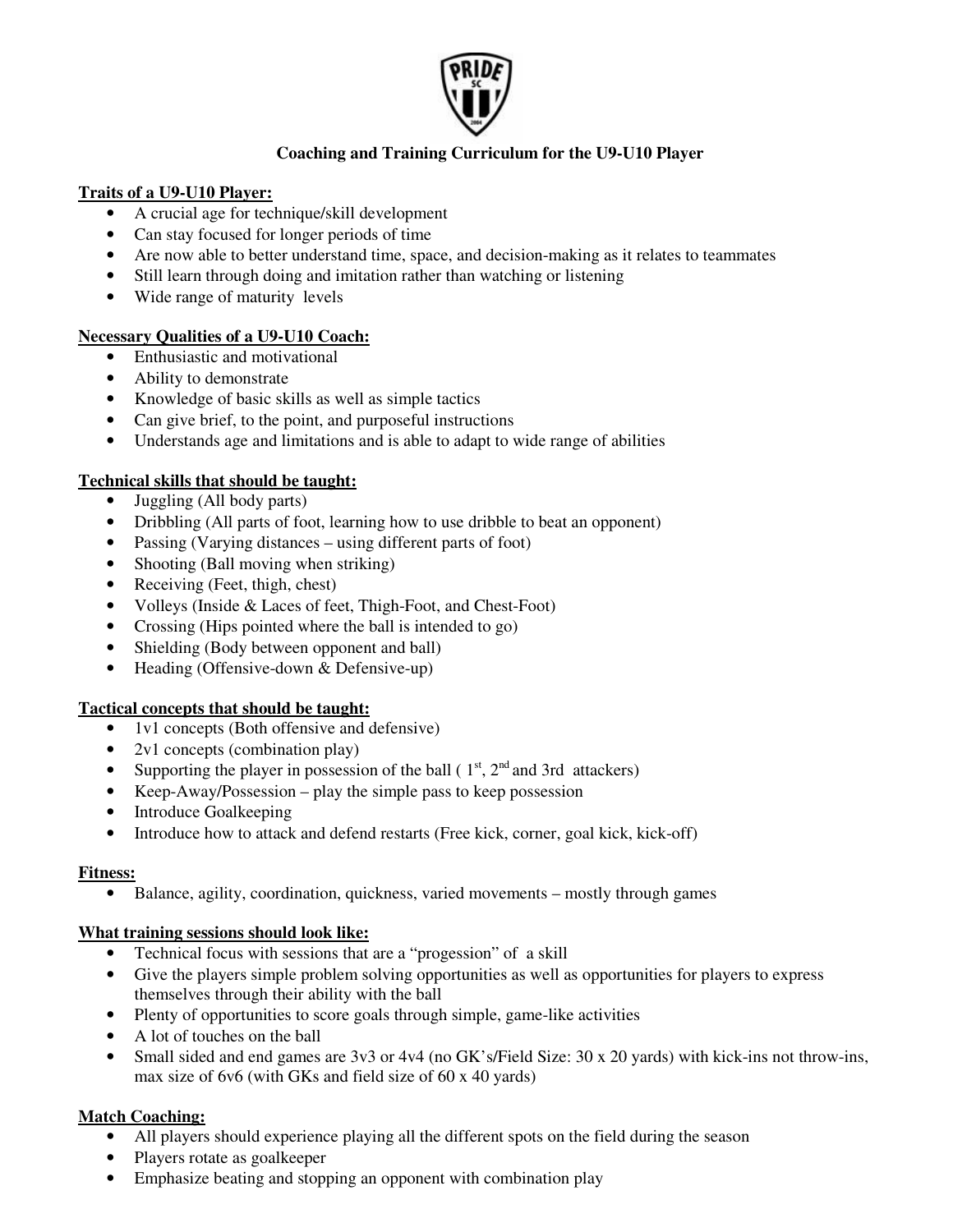## Coaching and Training Curriculum for the U9-U10 Player

**Traits of a U9-U10 Player:**

- A crucial age for technique/skill development
- Can stay focused for longer periods of time
- Are now able to better understand time, space, and decision-making as it relates to teammates
- Still learn through doing and imitation rather than watching or listening
- Wide range of maturity levels

**Necessary Qualities of a U9-U10 Coach:**

- Enthusiastic and motivational
- Ability to demonstrate
- Knowledge of basic skills as well as simple tactics
- Can give brief, to the point, and purposeful instructions
- Understands age and limitations and is able to adapt to wide range of abilities

**Technical skills that should be taught:**

- Juggling (All body parts)
- Dribbling (All parts of foot, learning how to use dribble to beat an opponent)
- Passing (Varying distances – using different parts of foot)
- Shooting (Ball moving when striking)
- Receiving (Feet, thigh, chest)
- Volleys (Inside & Laces of feet, Thigh-Foot, and Chest-Foot)
- Crossing (Hips pointed where the ball is intended to go)
- Shielding (Body between opponent and ball)
- Heading (Offensive-down & Defensive-up)

**Tactical concepts that should be taught:**

- 1v1 concepts (Both offensive and defensive)
- 2v1 concepts (combination play)
- Supporting the player in possession of the ball ( 1st, 2nd and 3rd attackers)
- Keep-Away/Possession – play the simple pass to keep possession
- Introduce Goalkeeping
- Introduce how to attack and defend restarts (Free kick, corner, goal kick, kick-off)

**Fitness:**

- Balance, agility, coordination, quickness, varied movements – mostly through games

**What training sessions should look like:**

- Technical focus with sessions that are a "progession" of a skill
- Give the players simple problem solving opportunities as well as opportunities for players to express themselves through their ability with the ball
- Plenty of opportunities to score goals through simple, game-like activities
- A lot of touches on the ball
- Small sided and end games are 3v3 or 4v4 (no GK's/Field Size: 30 x 20 yards) with kick-ins not throw-ins, max size of 6v6 (with GKs and field size of 60 x 40 yards)

**Match Coaching:**

- All players should experience playing all the different spots on the field during the season
- Players rotate as goalkeeper
- Emphasize beating and stopping an opponent with combination play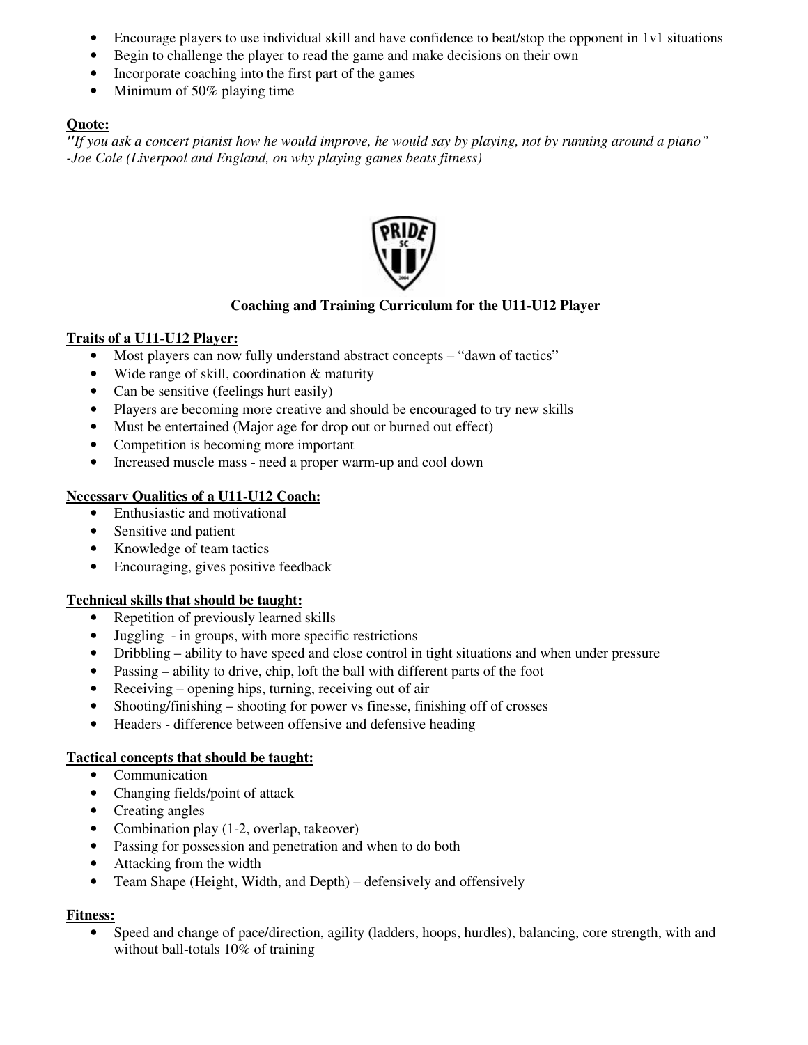- Encourage players to use individual skill and have confidence to beat/stop the opponent in 1v1 situations
- Begin to challenge the player to read the game and make decisions on their own
- Incorporate coaching into the first part of the games
- Minimum of 50% playing time

**Quote:**

*"If you ask a concert pianist how he would improve, he would say by playing, not by running around a piano" -Joe Cole (Liverpool and England, on why playing games beats fitness)*

## Coaching and Training Curriculum for the U11-U12 Player

**Traits of a U11-U12 Player:**

- Most players can now fully understand abstract concepts – "dawn of tactics"
- Wide range of skill, coordination & maturity
- Can be sensitive (feelings hurt easily)
- Players are becoming more creative and should be encouraged to try new skills
- Must be entertained (Major age for drop out or burned out effect)
- Competition is becoming more important
- Increased muscle mass - need a proper warm-up and cool down

**Necessary Qualities of a U11-U12 Coach:**

- Enthusiastic and motivational
- Sensitive and patient
- Knowledge of team tactics
- Encouraging, gives positive feedback

**Technical skills that should be taught:**

- Repetition of previously learned skills
- Juggling - in groups, with more specific restrictions
- Dribbling – ability to have speed and close control in tight situations and when under pressure
- Passing – ability to drive, chip, loft the ball with different parts of the foot
- Receiving – opening hips, turning, receiving out of air
- Shooting/finishing – shooting for power vs finesse, finishing off of crosses
- Headers - difference between offensive and defensive heading

**Tactical concepts that should be taught:**

- Communication
- Changing fields/point of attack
- Creating angles
- Combination play (1-2, overlap, takeover)
- Passing for possession and penetration and when to do both
- Attacking from the width
- Team Shape (Height, Width, and Depth) – defensively and offensively

**Fitness:**

- Speed and change of pace/direction, agility (ladders, hoops, hurdles), balancing, core strength, with and without ball-totals 10% of training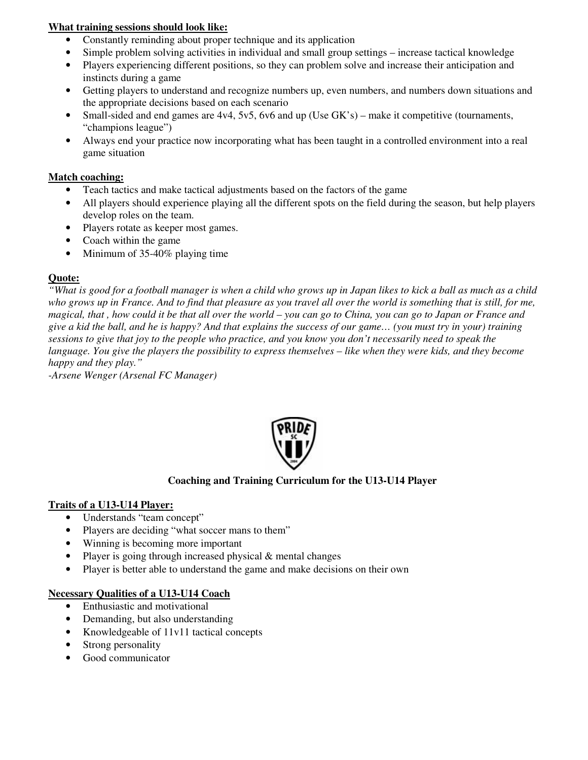**What training sessions should look like:**

- Constantly reminding about proper technique and its application
- Simple problem solving activities in individual and small group settings – increase tactical knowledge
- Players experiencing different positions, so they can problem solve and increase their anticipation and instincts during a game
- Getting players to understand and recognize numbers up, even numbers, and numbers down situations and the appropriate decisions based on each scenario
- Small-sided and end games are 4v4, 5v5, 6v6 and up (Use GK's) – make it competitive (tournaments, "champions league")
- Always end your practice now incorporating what has been taught in a controlled environment into a real game situation

**Match coaching:**

- Teach tactics and make tactical adjustments based on the factors of the game
- All players should experience playing all the different spots on the field during the season, but help players develop roles on the team.
- Players rotate as keeper most games.
- Coach within the game
- Minimum of 35-40% playing time

**Quote:**

*"What is good for a football manager is when a child who grows up in Japan likes to kick a ball as much as a child who grows up in France. And to find that pleasure as you travel all over the world is something that is still, for me, magical, that , how could it be that all over the world – you can go to China, you can go to Japan or France and give a kid the ball, and he is happy? And that explains the success of our game… (you must try in your) training sessions to give that joy to the people who practice, and you know you don't necessarily need to speak the language. You give the players the possibility to express themselves – like when they were kids, and they become happy and they play."*

*-Arsene Wenger (Arsenal FC Manager)*

## Coaching and Training Curriculum for the U13-U14 Player

**Traits of a U13-U14 Player:**

- Understands "team concept"
- Players are deciding "what soccer mans to them"
- Winning is becoming more important
- Player is going through increased physical & mental changes
- Player is better able to understand the game and make decisions on their own

**Necessary Qualities of a U13-U14 Coach**

- Enthusiastic and motivational
- Demanding, but also understanding
- Knowledgeable of 11v11 tactical concepts
- Strong personality
- Good communicator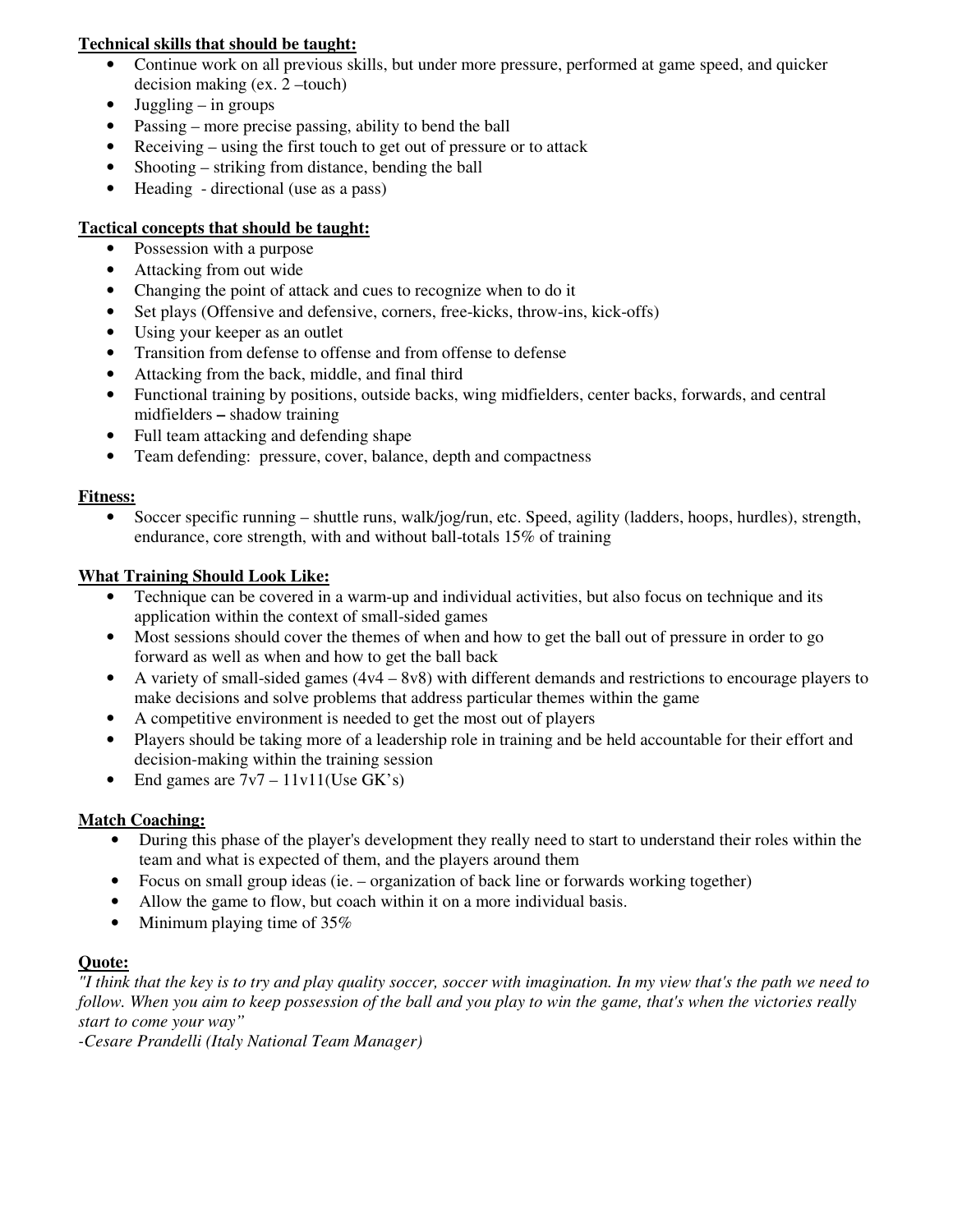**Technical skills that should be taught:**

- Continue work on all previous skills, but under more pressure, performed at game speed, and quicker decision making (ex. 2 –touch)
- Juggling – in groups
- Passing – more precise passing, ability to bend the ball
- Receiving – using the first touch to get out of pressure or to attack
- Shooting – striking from distance, bending the ball
- Heading - directional (use as a pass)

**Tactical concepts that should be taught:**

- Possession with a purpose
- Attacking from out wide
- Changing the point of attack and cues to recognize when to do it
- Set plays (Offensive and defensive, corners, free-kicks, throw-ins, kick-offs)
- Using your keeper as an outlet
- Transition from defense to offense and from offense to defense
- Attacking from the back, middle, and final third
- Functional training by positions, outside backs, wing midfielders, center backs, forwards, and central midfielders **–** shadow training
- Full team attacking and defending shape
- Team defending: pressure, cover, balance, depth and compactness

**Fitness:**

- Soccer specific running – shuttle runs, walk/jog/run, etc. Speed, agility (ladders, hoops, hurdles), strength, endurance, core strength, with and without ball-totals 15% of training

**What Training Should Look Like:**

- Technique can be covered in a warm-up and individual activities, but also focus on technique and its application within the context of small-sided games
- Most sessions should cover the themes of when and how to get the ball out of pressure in order to go forward as well as when and how to get the ball back
- A variety of small-sided games (4v4 – 8v8) with different demands and restrictions to encourage players to make decisions and solve problems that address particular themes within the game
- A competitive environment is needed to get the most out of players
- Players should be taking more of a leadership role in training and be held accountable for their effort and decision-making within the training session
- End games are 7v7 – 11v11(Use GK's)

**Match Coaching:**

- During this phase of the player's development they really need to start to understand their roles within the team and what is expected of them, and the players around them
- Focus on small group ideas (ie. – organization of back line or forwards working together)
- Allow the game to flow, but coach within it on a more individual basis.
- Minimum playing time of 35%

**Quote:**

*"I think that the key is to try and play quality soccer, soccer with imagination. In my view that's the path we need to follow. When you aim to keep possession of the ball and you play to win the game, that's when the victories really start to come your way"*

*-Cesare Prandelli (Italy National Team Manager)*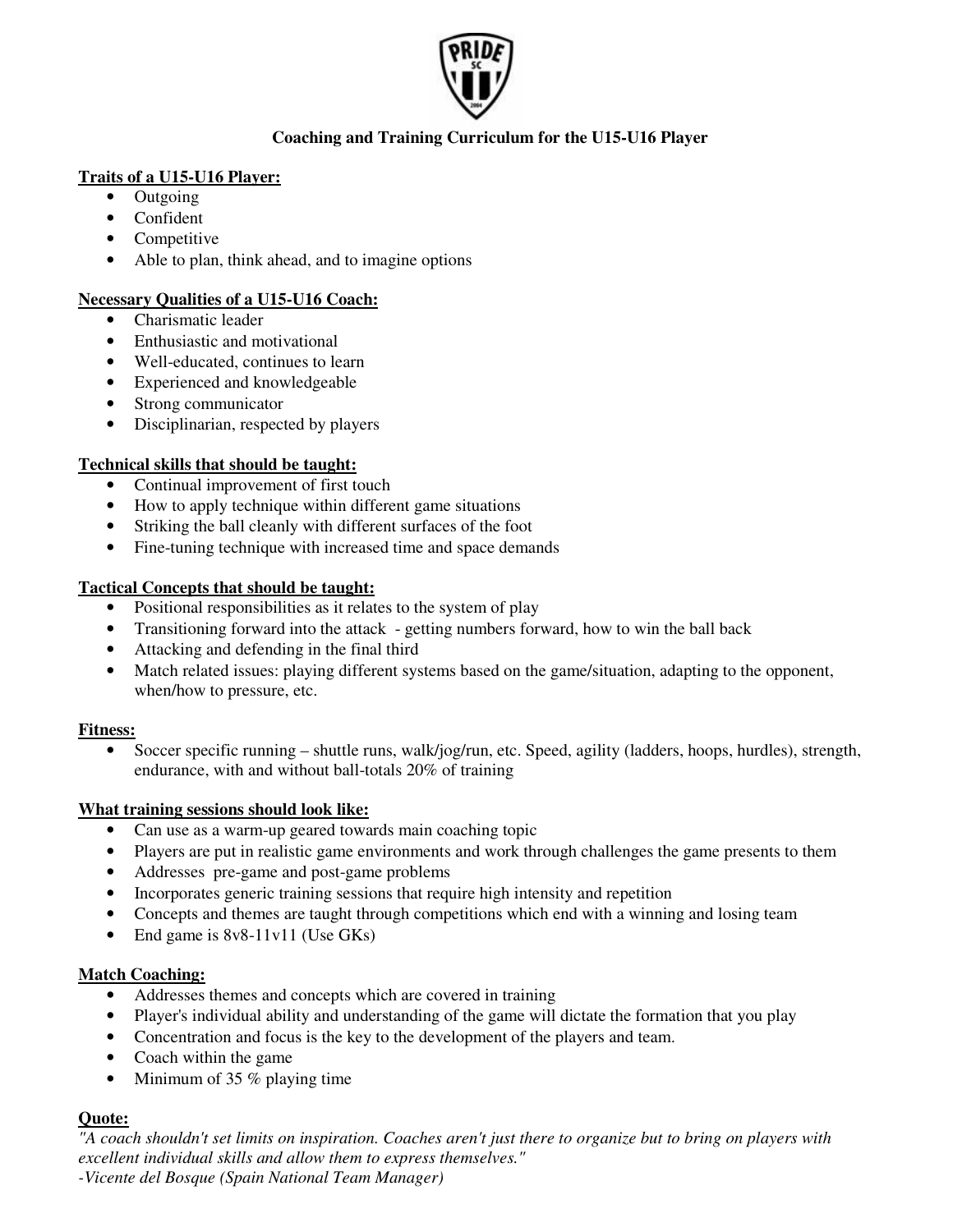# Coaching and Training Curriculum for the U15-U16 Player

**Traits of a U15-U16 Player:**

- Outgoing
- Confident
- Competitive
- Able to plan, think ahead, and to imagine options

**Necessary Qualities of a U15-U16 Coach:**

- Charismatic leader
- Enthusiastic and motivational
- Well-educated, continues to learn
- Experienced and knowledgeable
- Strong communicator
- Disciplinarian, respected by players

**Technical skills that should be taught:**

- Continual improvement of first touch
- How to apply technique within different game situations
- Striking the ball cleanly with different surfaces of the foot
- Fine-tuning technique with increased time and space demands

**Tactical Concepts that should be taught:**

- Positional responsibilities as it relates to the system of play
- Transitioning forward into the attack - getting numbers forward, how to win the ball back
- Attacking and defending in the final third
- Match related issues: playing different systems based on the game/situation, adapting to the opponent, when/how to pressure, etc.

**Fitness:**

- Soccer specific running – shuttle runs, walk/jog/run, etc. Speed, agility (ladders, hoops, hurdles), strength, endurance, with and without ball-totals 20% of training

**What training sessions should look like:**

- Can use as a warm-up geared towards main coaching topic
- Players are put in realistic game environments and work through challenges the game presents to them
- Addresses pre-game and post-game problems
- Incorporates generic training sessions that require high intensity and repetition
- Concepts and themes are taught through competitions which end with a winning and losing team
- End game is 8v8-11v11 (Use GKs)

**Match Coaching:**

- Addresses themes and concepts which are covered in training
- Player's individual ability and understanding of the game will dictate the formation that you play
- Concentration and focus is the key to the development of the players and team.
- Coach within the game
- Minimum of 35 % playing time

**Quote:**

*"A coach shouldn't set limits on inspiration. Coaches aren't just there to organize but to bring on players with excellent individual skills and allow them to express themselves."*
*-Vicente del Bosque (Spain National Team Manager)*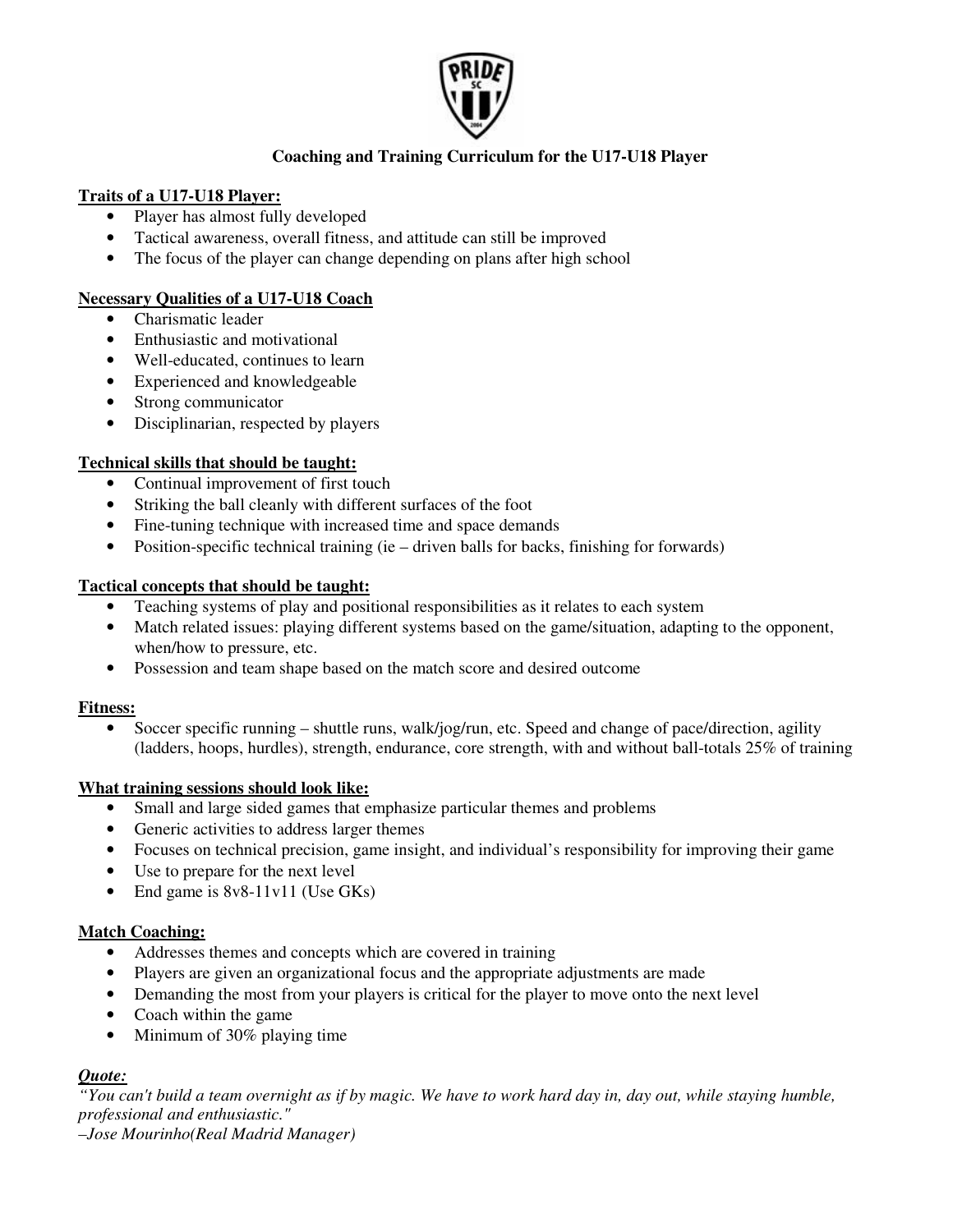# Coaching and Training Curriculum for the U17-U18 Player

**Traits of a U17-U18 Player:**

- Player has almost fully developed
- Tactical awareness, overall fitness, and attitude can still be improved
- The focus of the player can change depending on plans after high school

**Necessary Qualities of a U17-U18 Coach**

- Charismatic leader
- Enthusiastic and motivational
- Well-educated, continues to learn
- Experienced and knowledgeable
- Strong communicator
- Disciplinarian, respected by players

**Technical skills that should be taught:**

- Continual improvement of first touch
- Striking the ball cleanly with different surfaces of the foot
- Fine-tuning technique with increased time and space demands
- Position-specific technical training (ie – driven balls for backs, finishing for forwards)

**Tactical concepts that should be taught:**

- Teaching systems of play and positional responsibilities as it relates to each system
- Match related issues: playing different systems based on the game/situation, adapting to the opponent, when/how to pressure, etc.
- Possession and team shape based on the match score and desired outcome

**Fitness:**

- Soccer specific running – shuttle runs, walk/jog/run, etc. Speed and change of pace/direction, agility (ladders, hoops, hurdles), strength, endurance, core strength, with and without ball-totals 25% of training

**What training sessions should look like:**

- Small and large sided games that emphasize particular themes and problems
- Generic activities to address larger themes
- Focuses on technical precision, game insight, and individual's responsibility for improving their game
- Use to prepare for the next level
- End game is 8v8-11v11 (Use GKs)

**Match Coaching:**

- Addresses themes and concepts which are covered in training
- Players are given an organizational focus and the appropriate adjustments are made
- Demanding the most from your players is critical for the player to move onto the next level
- Coach within the game
- Minimum of 30% playing time

***Quote:***

*"You can't build a team overnight as if by magic. We have to work hard day in, day out, while staying humble, professional and enthusiastic."*

*–Jose Mourinho(Real Madrid Manager)*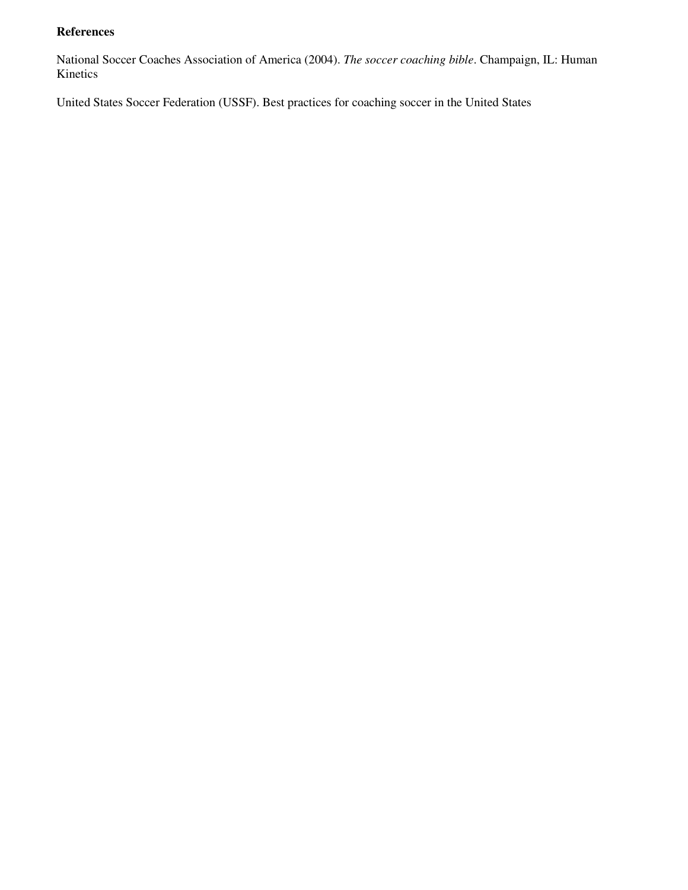**References**

National Soccer Coaches Association of America (2004). *The soccer coaching bible*. Champaign, IL: Human Kinetics

United States Soccer Federation (USSF). Best practices for coaching soccer in the United States